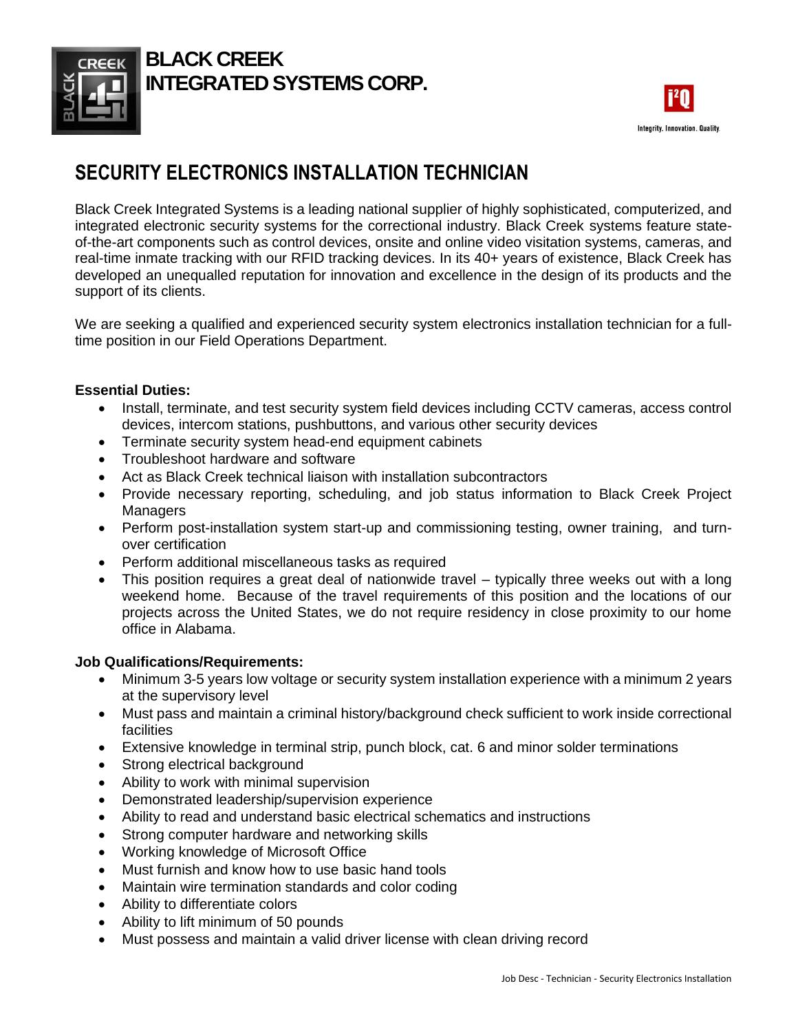**BLACK CREEK INTEGRATED SYSTEMS CORP.**

Integrity. Innovation. Quality.

# SECURITY ELECTRONICS INSTALLATION TECHNICIAN

Black Creek Integrated Systems is a leading national supplier of highly sophisticated, computerized, and integrated electronic security systems for the correctional industry. Black Creek systems feature state-of-the-art components such as control devices, onsite and online video visitation systems, cameras, and real-time inmate tracking with our RFID tracking devices. In its 40+ years of existence, Black Creek has developed an unequalled reputation for innovation and excellence in the design of its products and the support of its clients.

We are seeking a qualified and experienced security system electronics installation technician for a full-time position in our Field Operations Department.

**Essential Duties:**

- Install, terminate, and test security system field devices including CCTV cameras, access control devices, intercom stations, pushbuttons, and various other security devices
- Terminate security system head-end equipment cabinets
- Troubleshoot hardware and software
- Act as Black Creek technical liaison with installation subcontractors
- Provide necessary reporting, scheduling, and job status information to Black Creek Project Managers
- Perform post-installation system start-up and commissioning testing, owner training, and turn-over certification
- Perform additional miscellaneous tasks as required
- This position requires a great deal of nationwide travel – typically three weeks out with a long weekend home. Because of the travel requirements of this position and the locations of our projects across the United States, we do not require residency in close proximity to our home office in Alabama.

**Job Qualifications/Requirements:**

- Minimum 3-5 years low voltage or security system installation experience with a minimum 2 years at the supervisory level
- Must pass and maintain a criminal history/background check sufficient to work inside correctional facilities
- Extensive knowledge in terminal strip, punch block, cat. 6 and minor solder terminations
- Strong electrical background
- Ability to work with minimal supervision
- Demonstrated leadership/supervision experience
- Ability to read and understand basic electrical schematics and instructions
- Strong computer hardware and networking skills
- Working knowledge of Microsoft Office
- Must furnish and know how to use basic hand tools
- Maintain wire termination standards and color coding
- Ability to differentiate colors
- Ability to lift minimum of 50 pounds
- Must possess and maintain a valid driver license with clean driving record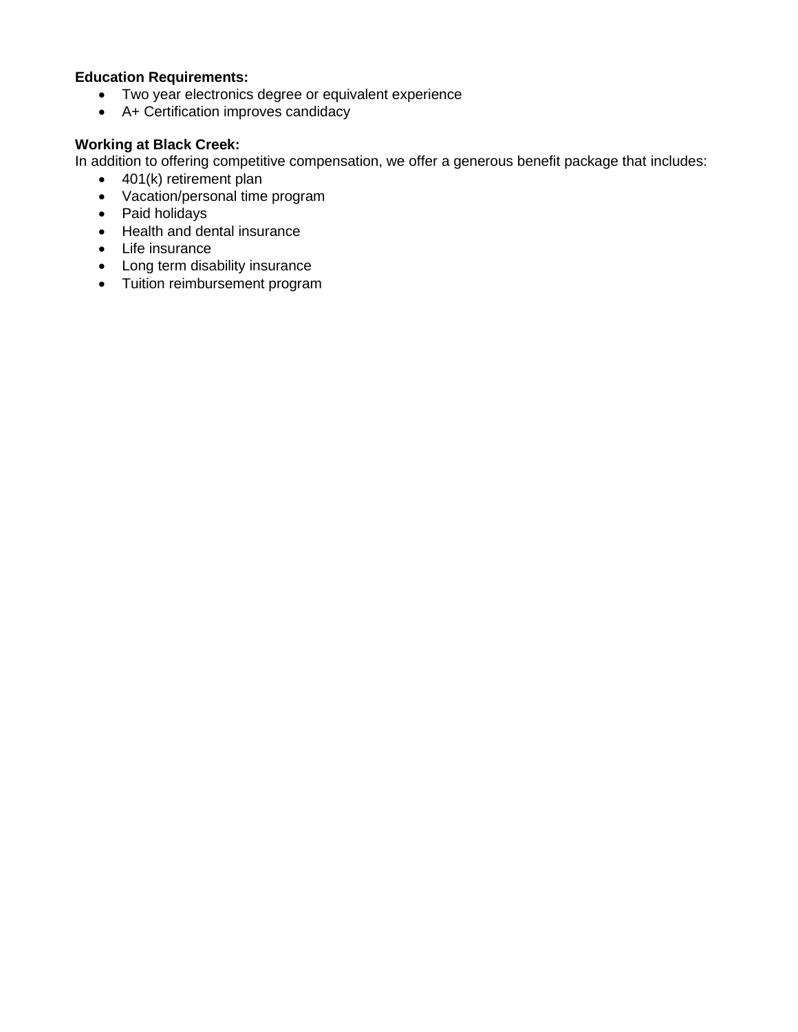**Education Requirements:**

- Two year electronics degree or equivalent experience
- A+ Certification improves candidacy

**Working at Black Creek:**

In addition to offering competitive compensation, we offer a generous benefit package that includes:

- 401(k) retirement plan
- Vacation/personal time program
- Paid holidays
- Health and dental insurance
- Life insurance
- Long term disability insurance
- Tuition reimbursement program